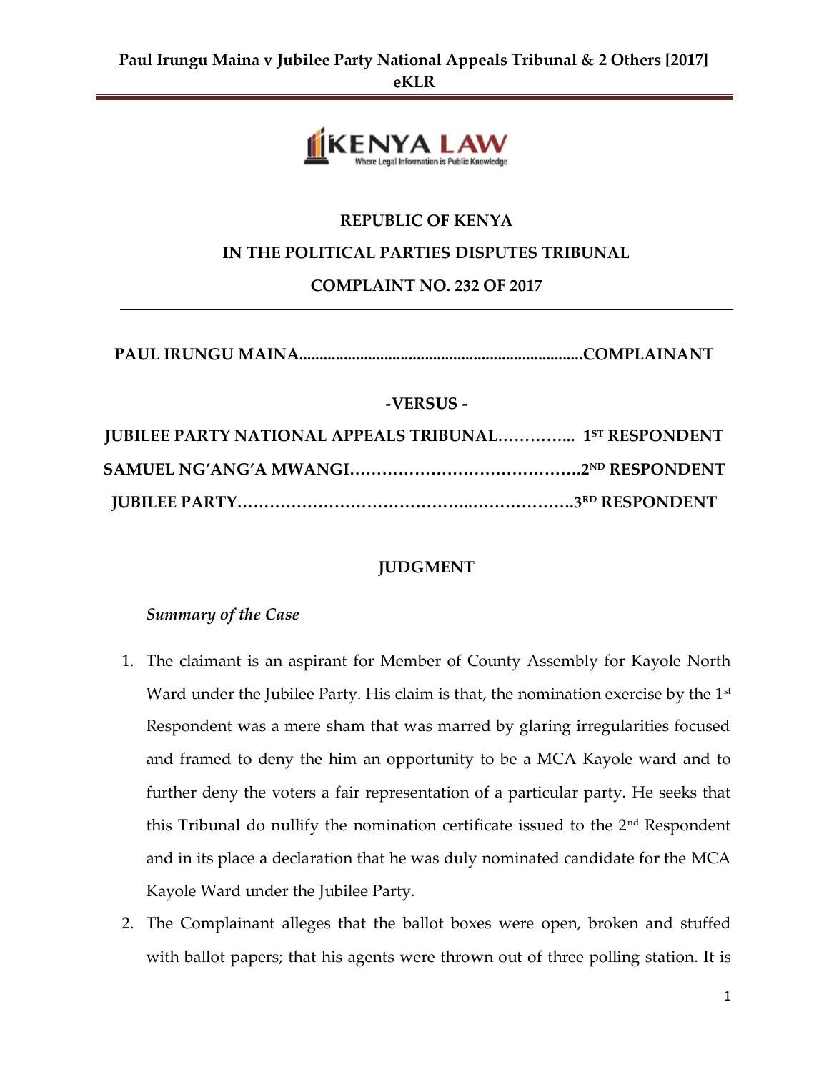**REPUBLIC OF KENYA**

**IN THE POLITICAL PARTIES DISPUTES TRIBUNAL**

**COMPLAINT NO. 232 OF 2017**

---

**PAUL IRUNGU MAINA......................................................................COMPLAINANT**

**-VERSUS -**

**JUBILEE PARTY NATIONAL APPEALS TRIBUNAL…………... 1ST RESPONDENT**

**SAMUEL NG'ANG'A MWANGI……………………………………2ND RESPONDENT**

**JUBILEE PARTY…………………………………..……………….3RD RESPONDENT**

## JUDGMENT

***Summary of the Case***

1. The claimant is an aspirant for Member of County Assembly for Kayole North Ward under the Jubilee Party. His claim is that, the nomination exercise by the 1st Respondent was a mere sham that was marred by glaring irregularities focused and framed to deny the him an opportunity to be a MCA Kayole ward and to further deny the voters a fair representation of a particular party. He seeks that this Tribunal do nullify the nomination certificate issued to the 2nd Respondent and in its place a declaration that he was duly nominated candidate for the MCA Kayole Ward under the Jubilee Party.
2. The Complainant alleges that the ballot boxes were open, broken and stuffed with ballot papers; that his agents were thrown out of three polling station. It is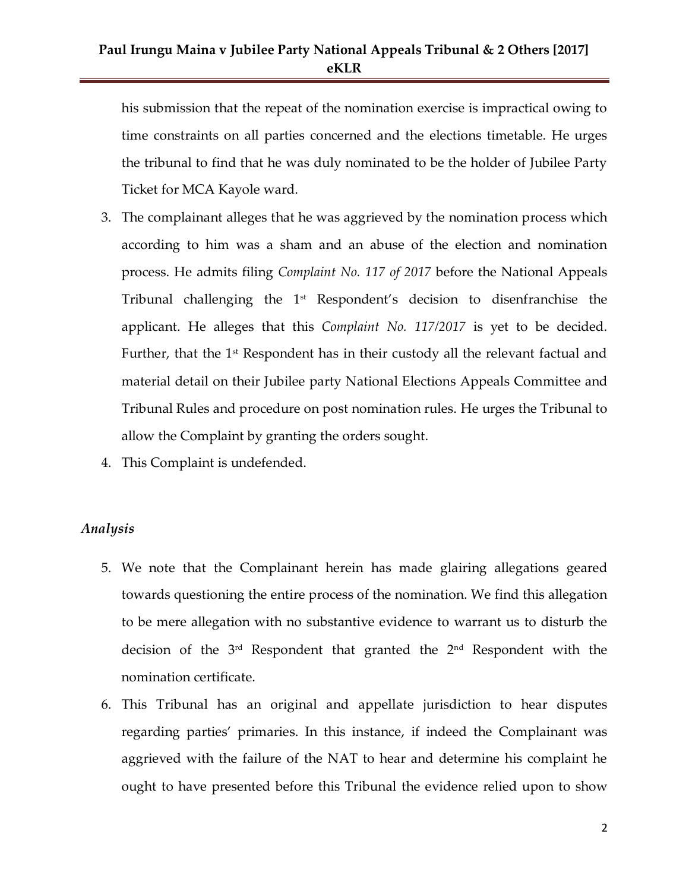his submission that the repeat of the nomination exercise is impractical owing to time constraints on all parties concerned and the elections timetable. He urges the tribunal to find that he was duly nominated to be the holder of Jubilee Party Ticket for MCA Kayole ward.

3. The complainant alleges that he was aggrieved by the nomination process which according to him was a sham and an abuse of the election and nomination process. He admits filing *Complaint No. 117 of 2017* before the National Appeals Tribunal challenging the 1st Respondent's decision to disenfranchise the applicant. He alleges that this *Complaint No. 117/2017* is yet to be decided. Further, that the 1st Respondent has in their custody all the relevant factual and material detail on their Jubilee party National Elections Appeals Committee and Tribunal Rules and procedure on post nomination rules. He urges the Tribunal to allow the Complaint by granting the orders sought.
4. This Complaint is undefended.

*Analysis*

5. We note that the Complainant herein has made glairing allegations geared towards questioning the entire process of the nomination. We find this allegation to be mere allegation with no substantive evidence to warrant us to disturb the decision of the 3rd Respondent that granted the 2nd Respondent with the nomination certificate.
6. This Tribunal has an original and appellate jurisdiction to hear disputes regarding parties' primaries. In this instance, if indeed the Complainant was aggrieved with the failure of the NAT to hear and determine his complaint he ought to have presented before this Tribunal the evidence relied upon to show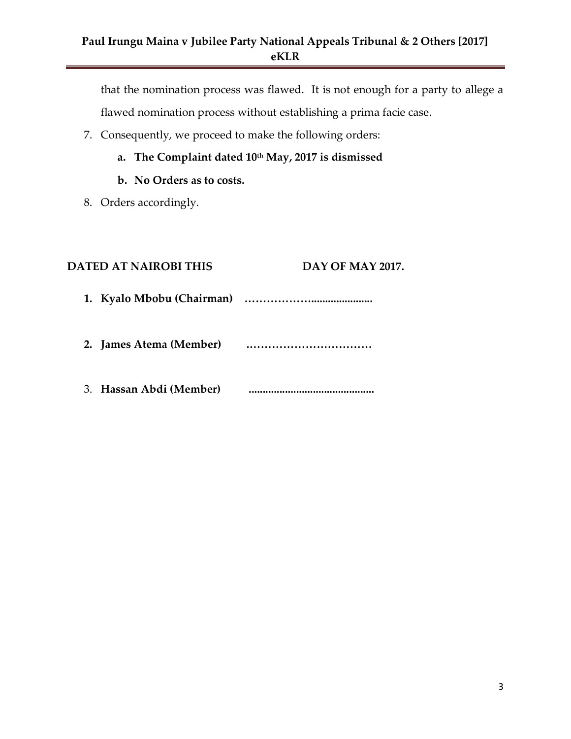that the nomination process was flawed. It is not enough for a party to allege a flawed nomination process without establishing a prima facie case.

7. Consequently, we proceed to make the following orders:
   a. **The Complaint dated 10th May, 2017 is dismissed**
   b. **No Orders as to costs.**
8. Orders accordingly.

**DATED AT NAIROBI THIS DAY OF MAY 2017.**

1. **Kyalo Mbobu (Chairman)** ……………….....................
2. **James Atema (Member)** ……………………………
3. **Hassan Abdi (Member)** ............................................